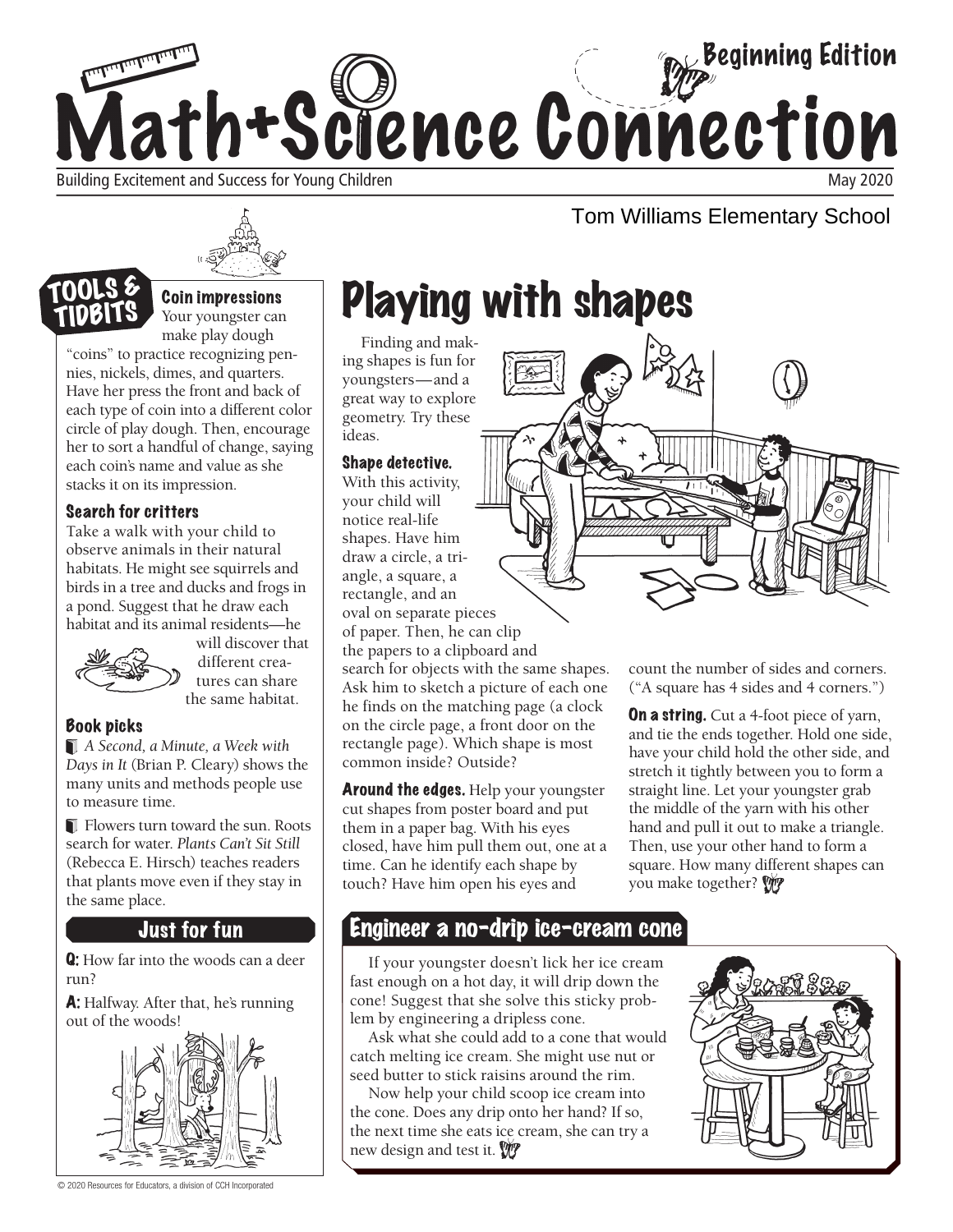# Math+Science Connection

Beginning Edition

Building Excitement and Success for Young Children

May 2020

Tom Williams Elementary School

## TOOLS & TIDBITS

### Coin impressions

Your youngster can make play dough "coins" to practice recognizing pennies, nickels, dimes, and quarters. Have her press the front and back of each type of coin into a different color circle of play dough. Then, encourage her to sort a handful of change, saying each coin's name and value as she stacks it on its impression.

### Search for critters

Take a walk with your child to observe animals in their natural habitats. He might see squirrels and birds in a tree and ducks and frogs in a pond. Suggest that he draw each habitat and its animal residents—he will discover that different creatures can share the same habitat.

### Book picks

- *A Second, a Minute, a Week with Days in It* (Brian P. Cleary) shows the many units and methods people use to measure time.
- Flowers turn toward the sun. Roots search for water. *Plants Can't Sit Still* (Rebecca E. Hirsch) teaches readers that plants move even if they stay in the same place.

### Just for fun

**Q:** How far into the woods can a deer run?

**A:** Halfway. After that, he's running out of the woods!

# Playing with shapes

Finding and making shapes is fun for youngsters—and a great way to explore geometry. Try these ideas.

**Shape detective.** With this activity, your child will notice real-life shapes. Have him draw a circle, a triangle, a square, a rectangle, and an oval on separate pieces of paper. Then, he can clip the papers to a clipboard and search for objects with the same shapes. Ask him to sketch a picture of each one he finds on the matching page (a clock on the circle page, a front door on the rectangle page). Which shape is most common inside? Outside?

**Around the edges.** Help your youngster cut shapes from poster board and put them in a paper bag. With his eyes closed, have him pull them out, one at a time. Can he identify each shape by touch? Have him open his eyes and count the number of sides and corners. ("A square has 4 sides and 4 corners.")

**On a string.** Cut a 4-foot piece of yarn, and tie the ends together. Hold one side, have your child hold the other side, and stretch it tightly between you to form a straight line. Let your youngster grab the middle of the yarn with his other hand and pull it out to make a triangle. Then, use your other hand to form a square. How many different shapes can you make together?

## Engineer a no-drip ice-cream cone

If your youngster doesn't lick her ice cream fast enough on a hot day, it will drip down the cone! Suggest that she solve this sticky problem by engineering a dripless cone.

Ask what she could add to a cone that would catch melting ice cream. She might use nut or seed butter to stick raisins around the rim.

Now help your child scoop ice cream into the cone. Does any drip onto her hand? If so, the next time she eats ice cream, she can try a new design and test it.

© 2020 Resources for Educators, a division of CCH Incorporated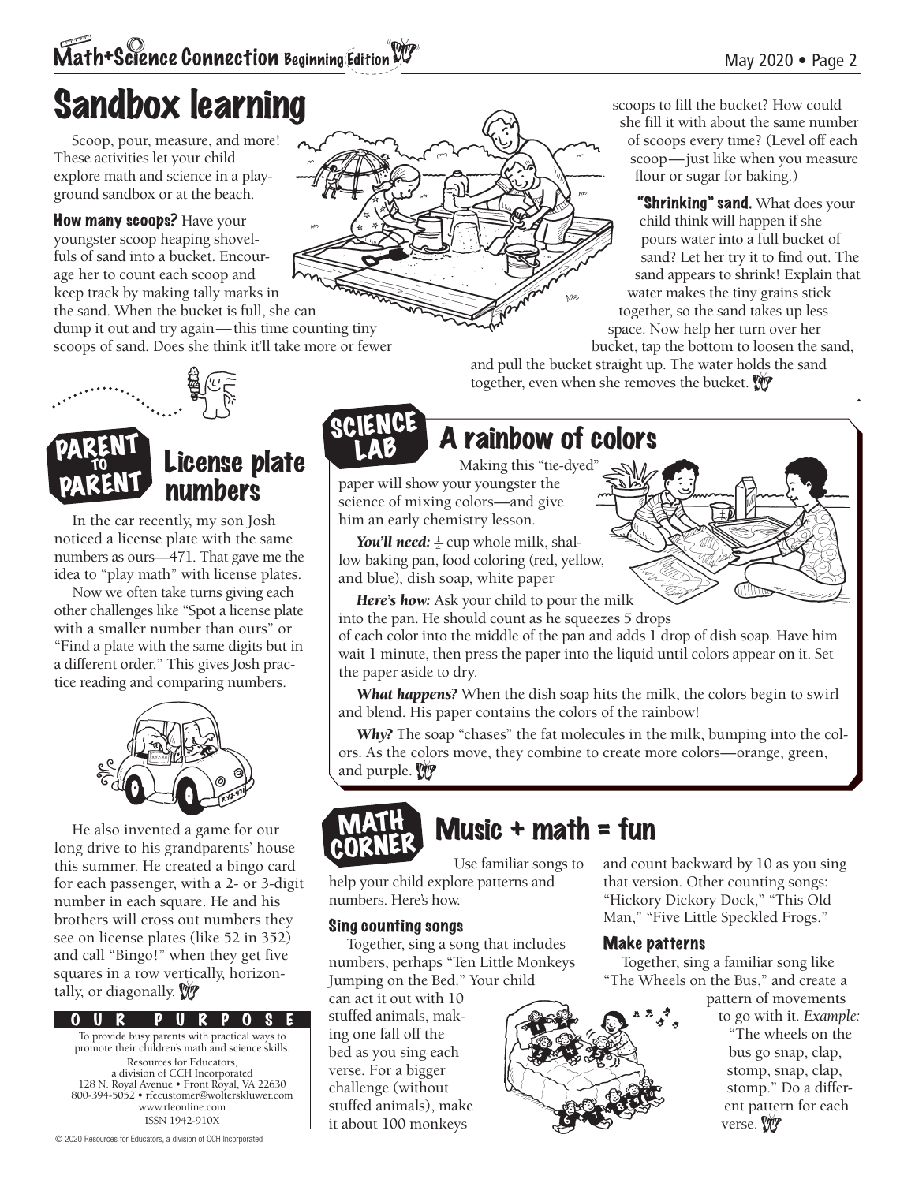# Sandbox learning

Scoop, pour, measure, and more! These activities let your child explore math and science in a playground sandbox or at the beach.

**How many scoops?** Have your youngster scoop heaping shovelfuls of sand into a bucket. Encourage her to count each scoop and keep track by making tally marks in the sand. When the bucket is full, she can dump it out and try again—this time counting tiny scoops of sand. Does she think it'll take more or fewer scoops to fill the bucket? How could she fill it with about the same number of scoops every time? (Level off each scoop—just like when you measure flour or sugar for baking.)

**"Shrinking" sand.** What does your child think will happen if she pours water into a full bucket of sand? Let her try it to find out. The sand appears to shrink! Explain that water makes the tiny grains stick together, so the sand takes up less space. Now help her turn over her bucket, tap the bottom to loosen the sand, and pull the bucket straight up. The water holds the sand together, even when she removes the bucket.

## PARENT TO PARENT: License plate numbers

In the car recently, my son Josh noticed a license plate with the same numbers as ours—471. That gave me the idea to "play math" with license plates.

Now we often take turns giving each other challenges like "Spot a license plate with a smaller number than ours" or "Find a plate with the same digits but in a different order." This gives Josh practice reading and comparing numbers.

He also invented a game for our long drive to his grandparents' house this summer. He created a bingo card for each passenger, with a 2- or 3-digit number in each square. He and his brothers will cross out numbers they see on license plates (like 52 in 352) and call "Bingo!" when they get five squares in a row vertically, horizontally, or diagonally.

## SCIENCE LAB: A rainbow of colors

Making this "tie-dyed" paper will show your youngster the science of mixing colors—and give him an early chemistry lesson.

***You'll need:*** $\frac{1}{4}$ cup whole milk, shallow baking pan, food coloring (red, yellow, and blue), dish soap, white paper

***Here's how:*** Ask your child to pour the milk into the pan. He should count as he squeezes 5 drops of each color into the middle of the pan and adds 1 drop of dish soap. Have him wait 1 minute, then press the paper into the liquid until colors appear on it. Set the paper aside to dry.

***What happens?*** When the dish soap hits the milk, the colors begin to swirl and blend. His paper contains the colors of the rainbow!

***Why?*** The soap "chases" the fat molecules in the milk, bumping into the colors. As the colors move, they combine to create more colors—orange, green, and purple.

## MATH CORNER: Music + math = fun

Use familiar songs to help your child explore patterns and numbers. Here's how.

### Sing counting songs

Together, sing a song that includes numbers, perhaps "Ten Little Monkeys Jumping on the Bed." Your child can act it out with 10 stuffed animals, making one fall off the bed as you sing each verse. For a bigger challenge (without stuffed animals), make it about 100 monkeys and count backward by 10 as you sing that version. Other counting songs: "Hickory Dickory Dock," "This Old Man," "Five Little Speckled Frogs."

### Make patterns

Together, sing a familiar song like "The Wheels on the Bus," and create a pattern of movements to go with it. *Example:* "The wheels on the bus go snap, clap, stomp, snap, clap, stomp." Do a different pattern for each verse.

---

**OUR PURPOSE**

To provide busy parents with practical ways to promote their children's math and science skills.

Resources for Educators,
a division of CCH Incorporated
128 N. Royal Avenue • Front Royal, VA 22630
800-394-5052 • rfecustomer@wolterskluwer.com
www.rfeonline.com
ISSN 1942-910X

© 2020 Resources for Educators, a division of CCH Incorporated